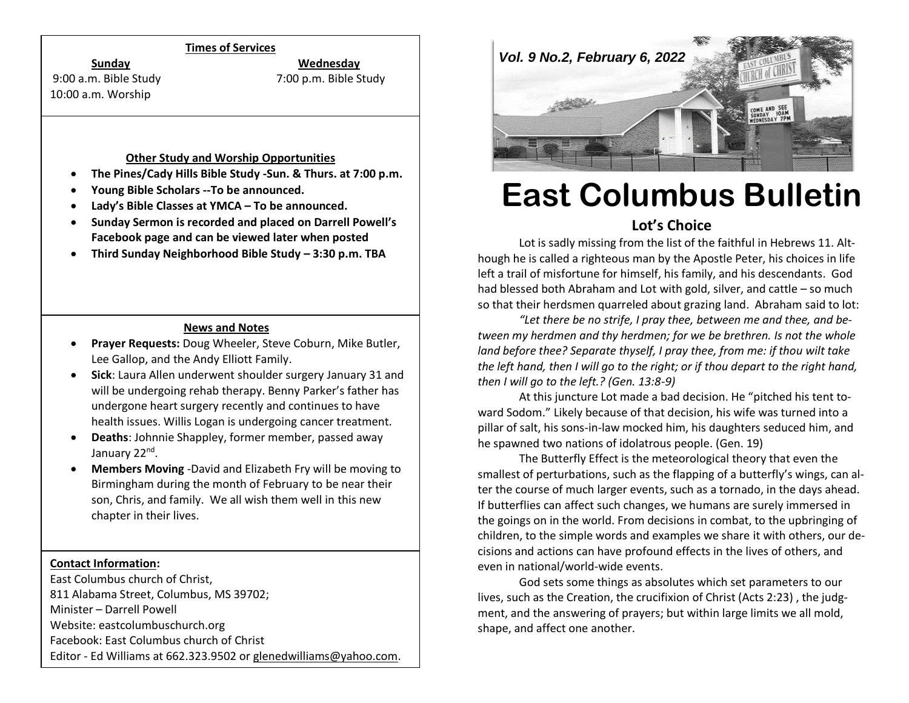## Times of Services

**Sunday**
9:00 a.m. Bible Study
10:00 a.m. Worship

**Wednesday**
7:00 p.m. Bible Study

## Other Study and Worship Opportunities

- **The Pines/Cady Hills Bible Study -Sun. & Thurs. at 7:00 p.m.**
- **Young Bible Scholars --To be announced.**
- **Lady's Bible Classes at YMCA – To be announced.**
- **Sunday Sermon is recorded and placed on Darrell Powell's Facebook page and can be viewed later when posted**
- **Third Sunday Neighborhood Bible Study – 3:30 p.m. TBA**

## News and Notes

- **Prayer Requests:** Doug Wheeler, Steve Coburn, Mike Butler, Lee Gallop, and the Andy Elliott Family.
- **Sick**: Laura Allen underwent shoulder surgery January 31 and will be undergoing rehab therapy. Benny Parker's father has undergone heart surgery recently and continues to have health issues. Willis Logan is undergoing cancer treatment.
- **Deaths**: Johnnie Shappley, former member, passed away January 22nd.
- **Members Moving** -David and Elizabeth Fry will be moving to Birmingham during the month of February to be near their son, Chris, and family. We all wish them well in this new chapter in their lives.

**Contact Information:**
East Columbus church of Christ,
811 Alabama Street, Columbus, MS 39702;
Minister – Darrell Powell
Website: eastcolumbuschurch.org
Facebook: East Columbus church of Christ
Editor - Ed Williams at 662.323.9502 or glenedwilliams@yahoo.com.

*Vol. 9 No.2, February 6, 2022*

# East Columbus Bulletin

## Lot's Choice

Lot is sadly missing from the list of the faithful in Hebrews 11. Although he is called a righteous man by the Apostle Peter, his choices in life left a trail of misfortune for himself, his family, and his descendants. God had blessed both Abraham and Lot with gold, silver, and cattle – so much so that their herdsmen quarreled about grazing land. Abraham said to lot:

*"Let there be no strife, I pray thee, between me and thee, and between my herdmen and thy herdmen; for we be brethren. Is not the whole land before thee? Separate thyself, I pray thee, from me: if thou wilt take the left hand, then I will go to the right; or if thou depart to the right hand, then I will go to the left.? (Gen. 13:8-9)*

At this juncture Lot made a bad decision. He "pitched his tent toward Sodom." Likely because of that decision, his wife was turned into a pillar of salt, his sons-in-law mocked him, his daughters seduced him, and he spawned two nations of idolatrous people. (Gen. 19)

The Butterfly Effect is the meteorological theory that even the smallest of perturbations, such as the flapping of a butterfly's wings, can alter the course of much larger events, such as a tornado, in the days ahead. If butterflies can affect such changes, we humans are surely immersed in the goings on in the world. From decisions in combat, to the upbringing of children, to the simple words and examples we share it with others, our decisions and actions can have profound effects in the lives of others, and even in national/world-wide events.

God sets some things as absolutes which set parameters to our lives, such as the Creation, the crucifixion of Christ (Acts 2:23) , the judgment, and the answering of prayers; but within large limits we all mold, shape, and affect one another.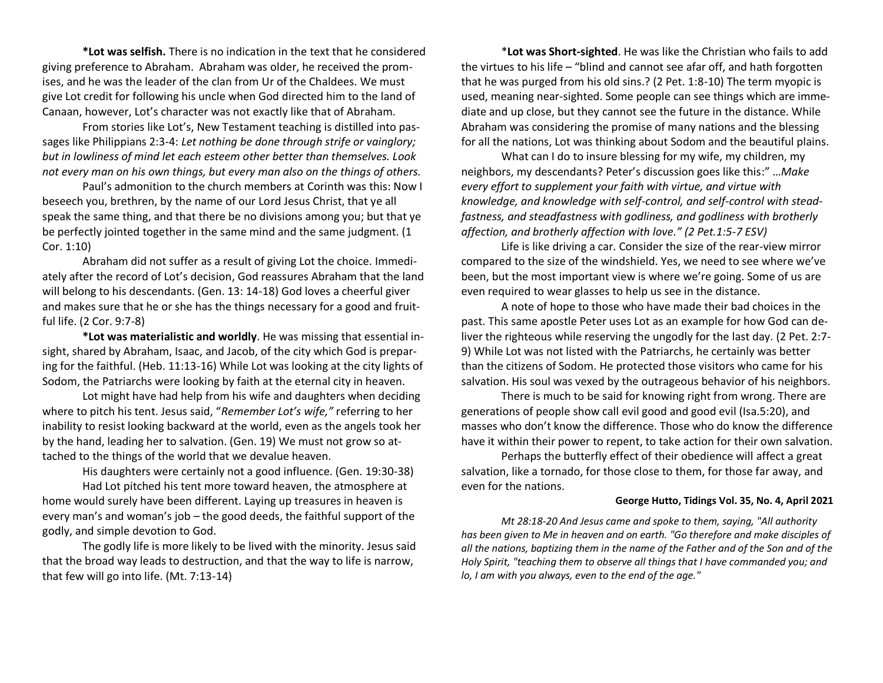**\*Lot was selfish.** There is no indication in the text that he considered giving preference to Abraham. Abraham was older, he received the promises, and he was the leader of the clan from Ur of the Chaldees. We must give Lot credit for following his uncle when God directed him to the land of Canaan, however, Lot's character was not exactly like that of Abraham.

From stories like Lot's, New Testament teaching is distilled into passages like Philippians 2:3-4: *Let nothing be done through strife or vainglory; but in lowliness of mind let each esteem other better than themselves. Look not every man on his own things, but every man also on the things of others.*

Paul's admonition to the church members at Corinth was this: Now I beseech you, brethren, by the name of our Lord Jesus Christ, that ye all speak the same thing, and that there be no divisions among you; but that ye be perfectly jointed together in the same mind and the same judgment. (1 Cor. 1:10)

Abraham did not suffer as a result of giving Lot the choice. Immediately after the record of Lot's decision, God reassures Abraham that the land will belong to his descendants. (Gen. 13: 14-18) God loves a cheerful giver and makes sure that he or she has the things necessary for a good and fruitful life. (2 Cor. 9:7-8)

**\*Lot was materialistic and worldly**. He was missing that essential insight, shared by Abraham, Isaac, and Jacob, of the city which God is preparing for the faithful. (Heb. 11:13-16) While Lot was looking at the city lights of Sodom, the Patriarchs were looking by faith at the eternal city in heaven.

Lot might have had help from his wife and daughters when deciding where to pitch his tent. Jesus said, "*Remember Lot's wife,"* referring to her inability to resist looking backward at the world, even as the angels took her by the hand, leading her to salvation. (Gen. 19) We must not grow so attached to the things of the world that we devalue heaven.

His daughters were certainly not a good influence. (Gen. 19:30-38)

Had Lot pitched his tent more toward heaven, the atmosphere at home would surely have been different. Laying up treasures in heaven is every man's and woman's job – the good deeds, the faithful support of the godly, and simple devotion to God.

The godly life is more likely to be lived with the minority. Jesus said that the broad way leads to destruction, and that the way to life is narrow, that few will go into life. (Mt. 7:13-14)

\***Lot was Short-sighted**. He was like the Christian who fails to add the virtues to his life – "blind and cannot see afar off, and hath forgotten that he was purged from his old sins.? (2 Pet. 1:8-10) The term myopic is used, meaning near-sighted. Some people can see things which are immediate and up close, but they cannot see the future in the distance. While Abraham was considering the promise of many nations and the blessing for all the nations, Lot was thinking about Sodom and the beautiful plains.

What can I do to insure blessing for my wife, my children, my neighbors, my descendants? Peter's discussion goes like this:" …*Make every effort to supplement your faith with virtue, and virtue with knowledge, and knowledge with self-control, and self-control with steadfastness, and steadfastness with godliness, and godliness with brotherly affection, and brotherly affection with love." (2 Pet.1:5-7 ESV)*

Life is like driving a car. Consider the size of the rear-view mirror compared to the size of the windshield. Yes, we need to see where we've been, but the most important view is where we're going. Some of us are even required to wear glasses to help us see in the distance.

A note of hope to those who have made their bad choices in the past. This same apostle Peter uses Lot as an example for how God can deliver the righteous while reserving the ungodly for the last day. (2 Pet. 2:7-9) While Lot was not listed with the Patriarchs, he certainly was better than the citizens of Sodom. He protected those visitors who came for his salvation. His soul was vexed by the outrageous behavior of his neighbors.

There is much to be said for knowing right from wrong. There are generations of people show call evil good and good evil (Isa.5:20), and masses who don't know the difference. Those who do know the difference have it within their power to repent, to take action for their own salvation.

Perhaps the butterfly effect of their obedience will affect a great salvation, like a tornado, for those close to them, for those far away, and even for the nations.

**George Hutto, Tidings Vol. 35, No. 4, April 2021**

*Mt 28:18-20 And Jesus came and spoke to them, saying, "All authority has been given to Me in heaven and on earth. "Go therefore and make disciples of all the nations, baptizing them in the name of the Father and of the Son and of the Holy Spirit, "teaching them to observe all things that I have commanded you; and lo, I am with you always, even to the end of the age."*